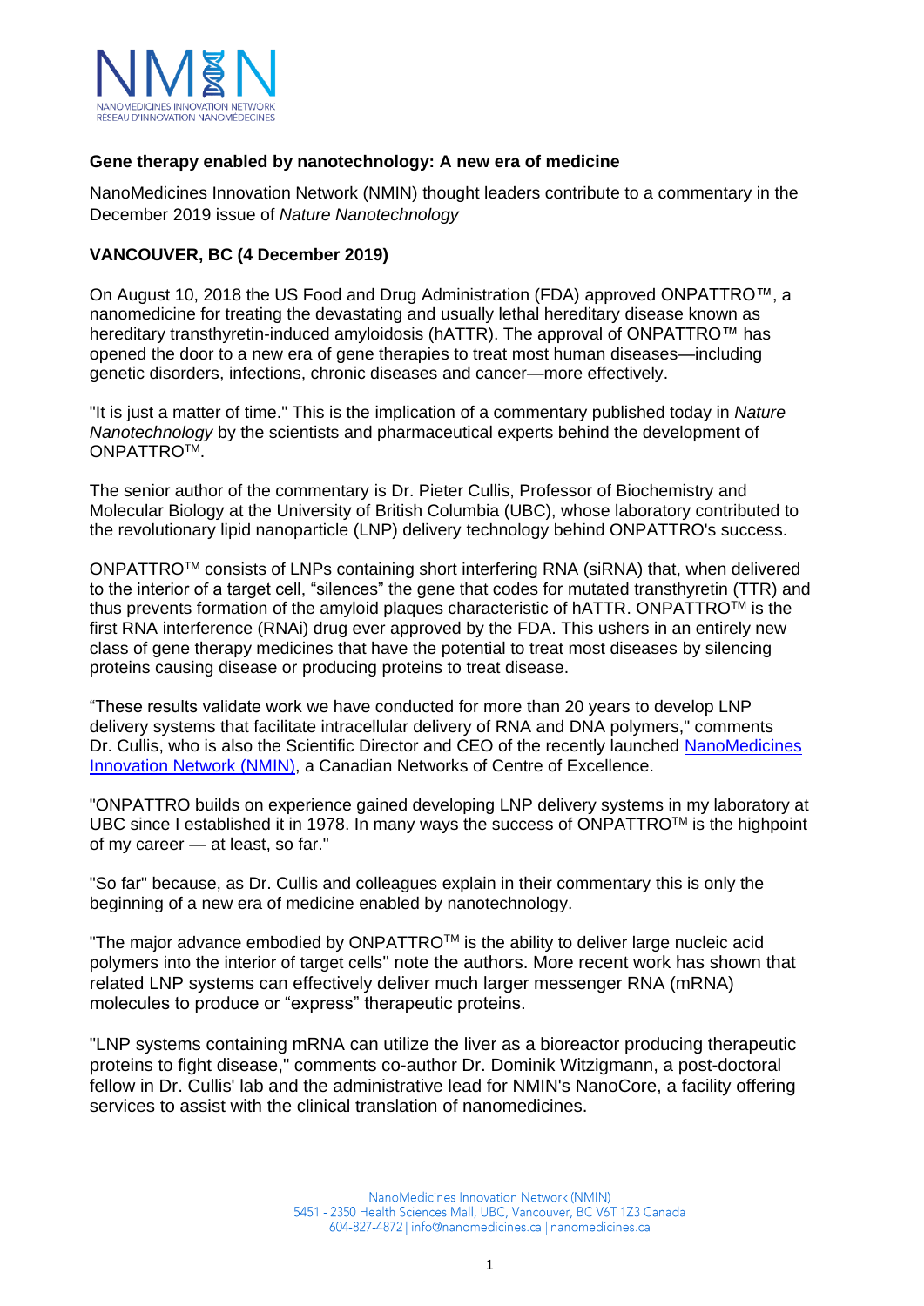NANOMEDICINES INNOVATION NETWORK
RÉSEAU D'INNOVATION NANOMÉDECINES

**Gene therapy enabled by nanotechnology: A new era of medicine**

NanoMedicines Innovation Network (NMIN) thought leaders contribute to a commentary in the December 2019 issue of *Nature Nanotechnology*

**VANCOUVER, BC (4 December 2019)**

On August 10, 2018 the US Food and Drug Administration (FDA) approved ONPATTRO™, a nanomedicine for treating the devastating and usually lethal hereditary disease known as hereditary transthyretin-induced amyloidosis (hATTR). The approval of ONPATTRO™ has opened the door to a new era of gene therapies to treat most human diseases—including genetic disorders, infections, chronic diseases and cancer—more effectively.

"It is just a matter of time." This is the implication of a commentary published today in *Nature Nanotechnology* by the scientists and pharmaceutical experts behind the development of ONPATTRO™.

The senior author of the commentary is Dr. Pieter Cullis, Professor of Biochemistry and Molecular Biology at the University of British Columbia (UBC), whose laboratory contributed to the revolutionary lipid nanoparticle (LNP) delivery technology behind ONPATTRO's success.

ONPATTRO™ consists of LNPs containing short interfering RNA (siRNA) that, when delivered to the interior of a target cell, "silences" the gene that codes for mutated transthyretin (TTR) and thus prevents formation of the amyloid plaques characteristic of hATTR. ONPATTRO™ is the first RNA interference (RNAi) drug ever approved by the FDA. This ushers in an entirely new class of gene therapy medicines that have the potential to treat most diseases by silencing proteins causing disease or producing proteins to treat disease.

"These results validate work we have conducted for more than 20 years to develop LNP delivery systems that facilitate intracellular delivery of RNA and DNA polymers," comments Dr. Cullis, who is also the Scientific Director and CEO of the recently launched [NanoMedicines Innovation Network (NMIN)](), a Canadian Networks of Centre of Excellence.

"ONPATTRO builds on experience gained developing LNP delivery systems in my laboratory at UBC since I established it in 1978. In many ways the success of ONPATTRO™ is the highpoint of my career — at least, so far."

"So far" because, as Dr. Cullis and colleagues explain in their commentary this is only the beginning of a new era of medicine enabled by nanotechnology.

"The major advance embodied by ONPATTRO™ is the ability to deliver large nucleic acid polymers into the interior of target cells" note the authors. More recent work has shown that related LNP systems can effectively deliver much larger messenger RNA (mRNA) molecules to produce or "express" therapeutic proteins.

"LNP systems containing mRNA can utilize the liver as a bioreactor producing therapeutic proteins to fight disease," comments co-author Dr. Dominik Witzigmann, a post-doctoral fellow in Dr. Cullis' lab and the administrative lead for NMIN's NanoCore, a facility offering services to assist with the clinical translation of nanomedicines.

NanoMedicines Innovation Network (NMIN)
5451 - 2350 Health Sciences Mall, UBC, Vancouver, BC V6T 1Z3 Canada
604-827-4872 | info@nanomedicines.ca | nanomedicines.ca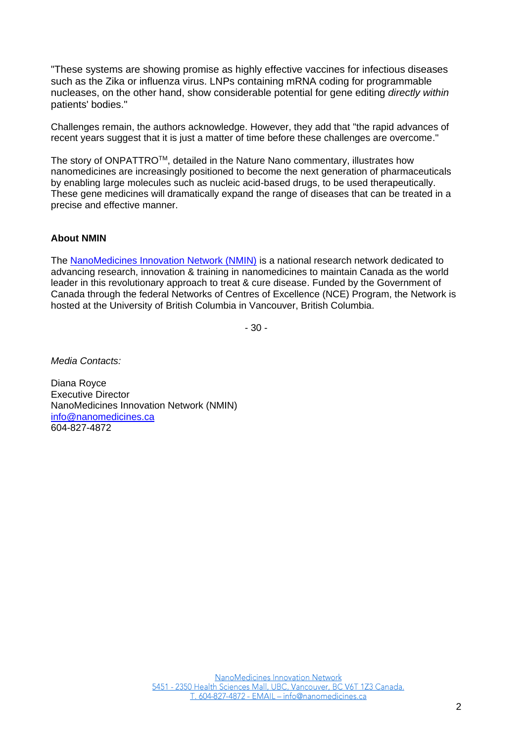"These systems are showing promise as highly effective vaccines for infectious diseases such as the Zika or influenza virus. LNPs containing mRNA coding for programmable nucleases, on the other hand, show considerable potential for gene editing *directly within* patients' bodies."

Challenges remain, the authors acknowledge. However, they add that "the rapid advances of recent years suggest that it is just a matter of time before these challenges are overcome."

The story of ONPATTRO™, detailed in the Nature Nano commentary, illustrates how nanomedicines are increasingly positioned to become the next generation of pharmaceuticals by enabling large molecules such as nucleic acid-based drugs, to be used therapeutically. These gene medicines will dramatically expand the range of diseases that can be treated in a precise and effective manner.

**About NMIN**

The NanoMedicines Innovation Network (NMIN) is a national research network dedicated to advancing research, innovation & training in nanomedicines to maintain Canada as the world leader in this revolutionary approach to treat & cure disease. Funded by the Government of Canada through the federal Networks of Centres of Excellence (NCE) Program, the Network is hosted at the University of British Columbia in Vancouver, British Columbia.

- 30 -

*Media Contacts:*

Diana Royce
Executive Director
NanoMedicines Innovation Network (NMIN)
info@nanomedicines.ca
604-827-4872

NanoMedicines Innovation Network
5451 - 2350 Health Sciences Mall, UBC, Vancouver, BC V6T 1Z3 Canada.
T. 604-827-4872 - EMAIL – info@nanomedicines.ca